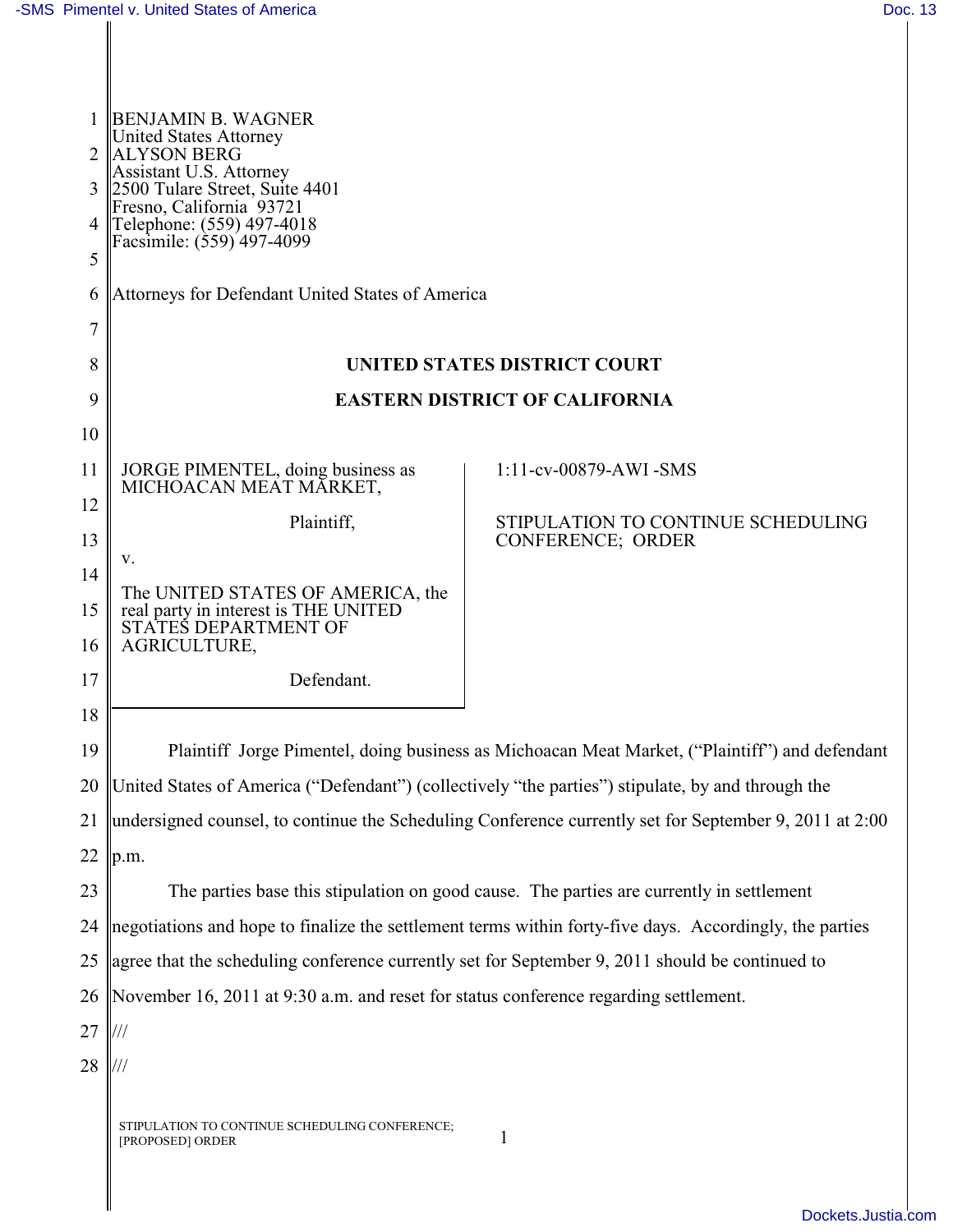BENJAMIN B. WAGNER
United States Attorney
ALYSON BERG
Assistant U.S. Attorney
2500 Tulare Street, Suite 4401
Fresno, California 93721
Telephone: (559) 497-4018
Facsimile: (559) 497-4099

Attorneys for Defendant United States of America

**UNITED STATES DISTRICT COURT**

**EASTERN DISTRICT OF CALIFORNIA**

JORGE PIMENTEL, doing business as MICHOACAN MEAT MARKET,

Plaintiff,

v.

The UNITED STATES OF AMERICA, the real party in interest is THE UNITED STATES DEPARTMENT OF AGRICULTURE,

Defendant.

1:11-cv-00879-AWI -SMS

STIPULATION TO CONTINUE SCHEDULING CONFERENCE; ORDER

Plaintiff Jorge Pimentel, doing business as Michoacan Meat Market, ("Plaintiff") and defendant United States of America ("Defendant") (collectively "the parties") stipulate, by and through the undersigned counsel, to continue the Scheduling Conference currently set for September 9, 2011 at 2:00 p.m.

The parties base this stipulation on good cause. The parties are currently in settlement negotiations and hope to finalize the settlement terms within forty-five days. Accordingly, the parties agree that the scheduling conference currently set for September 9, 2011 should be continued to November 16, 2011 at 9:30 a.m. and reset for status conference regarding settlement.

///

///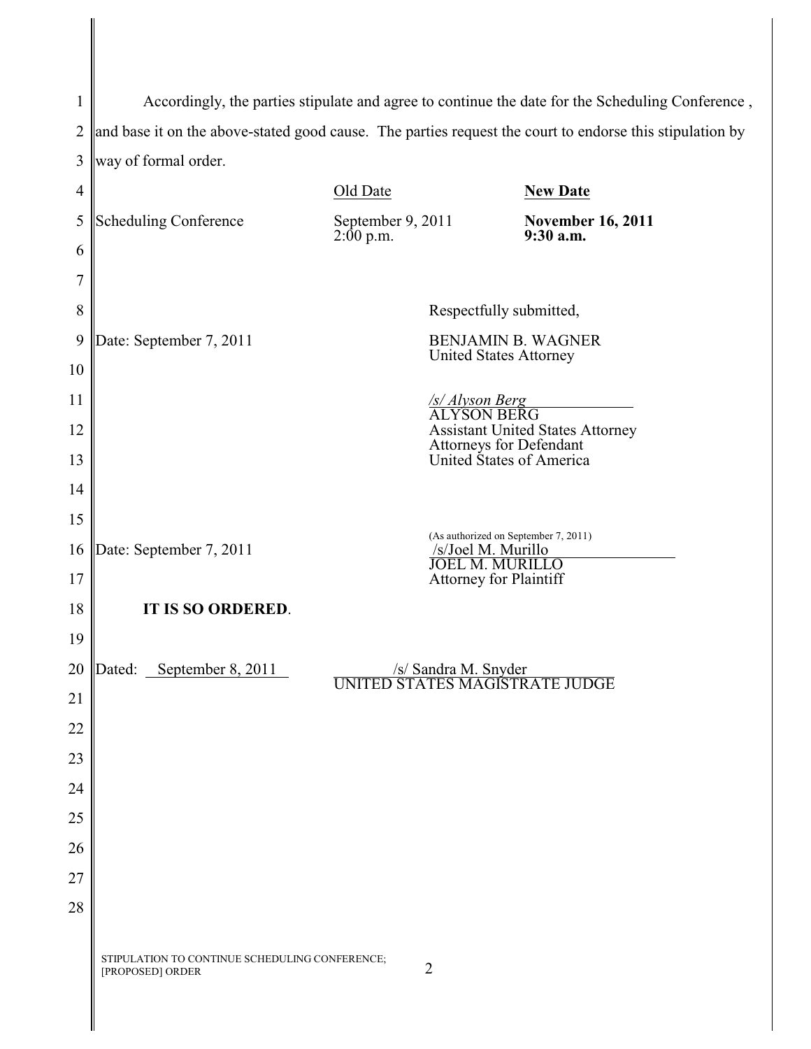Accordingly, the parties stipulate and agree to continue the date for the Scheduling Conference , and base it on the above-stated good cause. The parties request the court to endorse this stipulation by way of formal order.

| | Old Date | **New Date** |
|---|---|---|
| Scheduling Conference | September 9, 2011<br>2:00 p.m. | **November 16, 2011**<br>**9:30 a.m.** |

Respectfully submitted,

Date: September 7, 2011

BENJAMIN B. WAGNER
United States Attorney

*/s/ Alyson Berg*
ALYSON BERG
Assistant United States Attorney
Attorneys for Defendant
United States of America

Date: September 7, 2011

(As authorized on September 7, 2011)
/s/Joel M. Murillo
JOEL M. MURILLO
Attorney for Plaintiff

**IT IS SO ORDERED**.

Dated: September 8, 2011

/s/ Sandra M. Snyder
UNITED STATES MAGISTRATE JUDGE

STIPULATION TO CONTINUE SCHEDULING CONFERENCE; [PROPOSED] ORDER